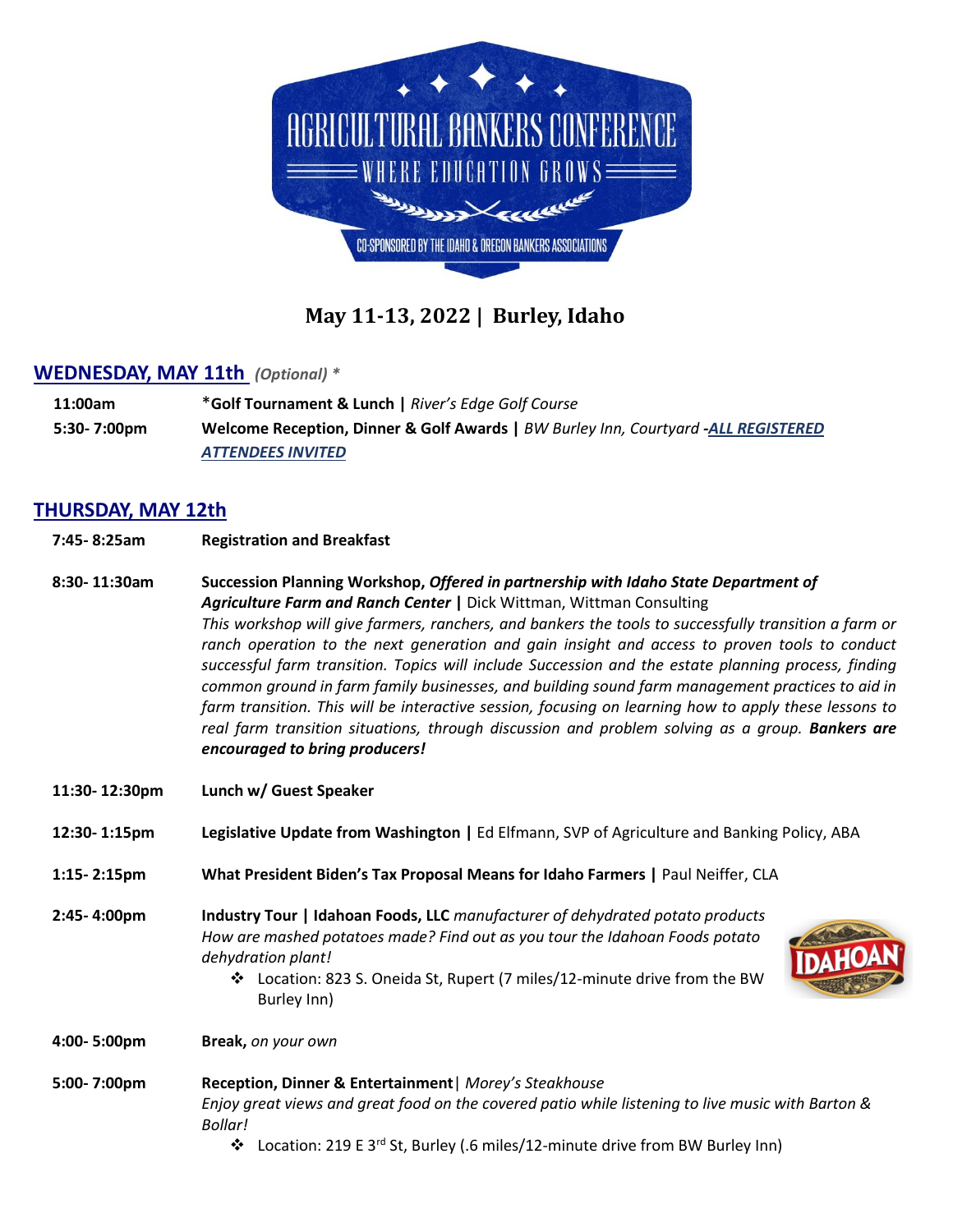# AGRICULTURAL BANKERS CONFERENCE

WHERE EDUCATION GROWS

CO-SPONSORED BY THE IDAHO & OREGON BANKERS ASSOCIATIONS

**May 11-13, 2022 | Burley, Idaho**

## WEDNESDAY, MAY 11th *(Optional) **

**11:00am** — ***Golf Tournament & Lunch |** *River's Edge Golf Course*

**5:30- 7:00pm** — **Welcome Reception, Dinner & Golf Awards |** *BW Burley Inn, Courtyard* -***ALL REGISTERED ATTENDEES INVITED***

## THURSDAY, MAY 12th

**7:45- 8:25am** — **Registration and Breakfast**

**8:30- 11:30am** — **Succession Planning Workshop, *Offered in partnership with Idaho State Department of Agriculture Farm and Ranch Center* |** Dick Wittman, Wittman Consulting

*This workshop will give farmers, ranchers, and bankers the tools to successfully transition a farm or ranch operation to the next generation and gain insight and access to proven tools to conduct successful farm transition. Topics will include Succession and the estate planning process, finding common ground in farm family businesses, and building sound farm management practices to aid in farm transition. This will be interactive session, focusing on learning how to apply these lessons to real farm transition situations, through discussion and problem solving as a group.* ***Bankers are encouraged to bring producers!***

**11:30- 12:30pm** — **Lunch w/ Guest Speaker**

**12:30- 1:15pm** — **Legislative Update from Washington |** Ed Elfmann, SVP of Agriculture and Banking Policy, ABA

**1:15- 2:15pm** — **What President Biden's Tax Proposal Means for Idaho Farmers |** Paul Neiffer, CLA

**2:45- 4:00pm** — **Industry Tour | Idahoan Foods, LLC** *manufacturer of dehydrated potato products*

*How are mashed potatoes made? Find out as you tour the Idahoan Foods potato dehydration plant!*

- Location: 823 S. Oneida St, Rupert (7 miles/12-minute drive from the BW Burley Inn)

**4:00- 5:00pm** — **Break,** *on your own*

**5:00- 7:00pm** — **Reception, Dinner & Entertainment** | *Morey's Steakhouse*

*Enjoy great views and great food on the covered patio while listening to live music with Barton & Bollar!*

- Location: 219 E 3rd St, Burley (.6 miles/12-minute drive from BW Burley Inn)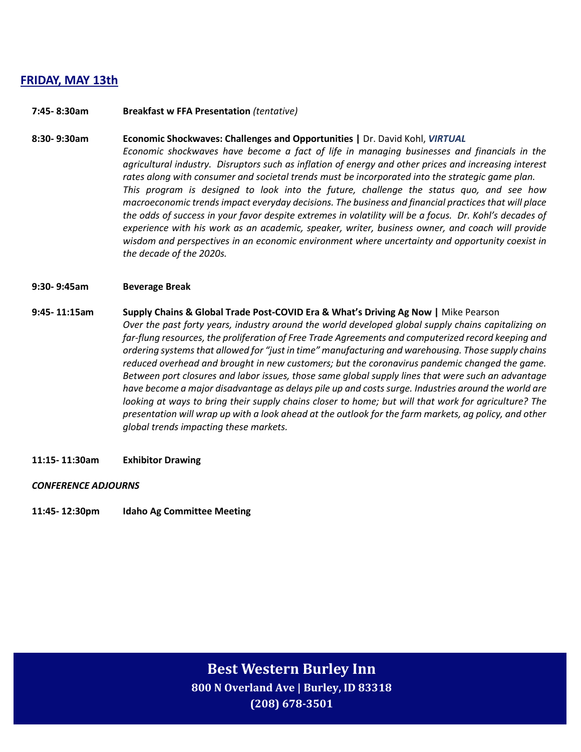## FRIDAY, MAY 13th

**7:45- 8:30am** **Breakfast w FFA Presentation** *(tentative)*

**8:30- 9:30am** **Economic Shockwaves: Challenges and Opportunities |** Dr. David Kohl, ***VIRTUAL***

*Economic shockwaves have become a fact of life in managing businesses and financials in the agricultural industry. Disruptors such as inflation of energy and other prices and increasing interest rates along with consumer and societal trends must be incorporated into the strategic game plan. This program is designed to look into the future, challenge the status quo, and see how macroeconomic trends impact everyday decisions. The business and financial practices that will place the odds of success in your favor despite extremes in volatility will be a focus. Dr. Kohl's decades of experience with his work as an academic, speaker, writer, business owner, and coach will provide wisdom and perspectives in an economic environment where uncertainty and opportunity coexist in the decade of the 2020s.*

**9:30- 9:45am** **Beverage Break**

**9:45- 11:15am** **Supply Chains & Global Trade Post-COVID Era & What's Driving Ag Now |** Mike Pearson

*Over the past forty years, industry around the world developed global supply chains capitalizing on far-flung resources, the proliferation of Free Trade Agreements and computerized record keeping and ordering systems that allowed for "just in time" manufacturing and warehousing. Those supply chains reduced overhead and brought in new customers; but the coronavirus pandemic changed the game. Between port closures and labor issues, those same global supply lines that were such an advantage have become a major disadvantage as delays pile up and costs surge. Industries around the world are looking at ways to bring their supply chains closer to home; but will that work for agriculture? The presentation will wrap up with a look ahead at the outlook for the farm markets, ag policy, and other global trends impacting these markets.*

**11:15- 11:30am** **Exhibitor Drawing**

***CONFERENCE ADJOURNS***

**11:45- 12:30pm** **Idaho Ag Committee Meeting**

**Best Western Burley Inn**
**800 N Overland Ave | Burley, ID 83318**
**(208) 678-3501**